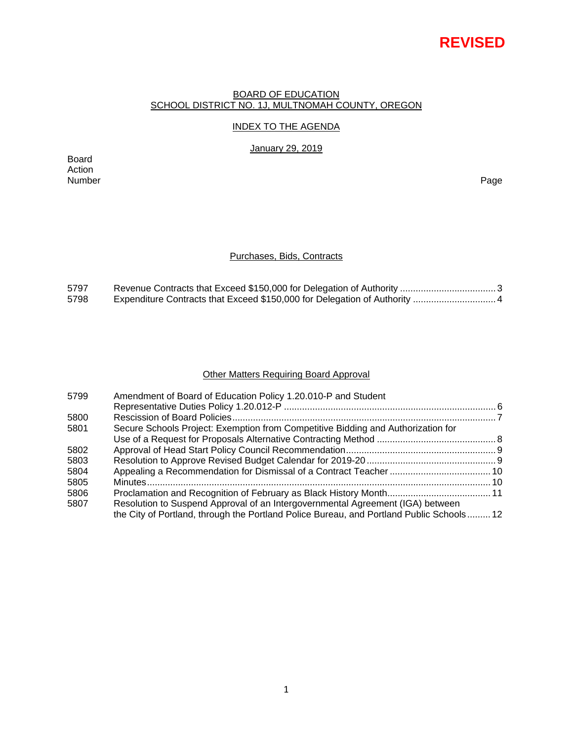**REVISED**

BOARD OF EDUCATION
SCHOOL DISTRICT NO. 1J, MULTNOMAH COUNTY, OREGON

INDEX TO THE AGENDA

January 29, 2019

| Board Action Number | | Page |
|---|---|---|
| | **Purchases, Bids, Contracts** | |
| 5797 | Revenue Contracts that Exceed $150,000 for Delegation of Authority | 3 |
| 5798 | Expenditure Contracts that Exceed $150,000 for Delegation of Authority | 4 |
| | **Other Matters Requiring Board Approval** | |
| 5799 | Amendment of Board of Education Policy 1.20.010-P and Student Representative Duties Policy 1.20.012-P | 6 |
| 5800 | Rescission of Board Policies | 7 |
| 5801 | Secure Schools Project: Exemption from Competitive Bidding and Authorization for Use of a Request for Proposals Alternative Contracting Method | 8 |
| 5802 | Approval of Head Start Policy Council Recommendation | 9 |
| 5803 | Resolution to Approve Revised Budget Calendar for 2019-20 | 9 |
| 5804 | Appealing a Recommendation for Dismissal of a Contract Teacher | 10 |
| 5805 | Minutes | 10 |
| 5806 | Proclamation and Recognition of February as Black History Month | 11 |
| 5807 | Resolution to Suspend Approval of an Intergovernmental Agreement (IGA) between the City of Portland, through the Portland Police Bureau, and Portland Public Schools | 12 |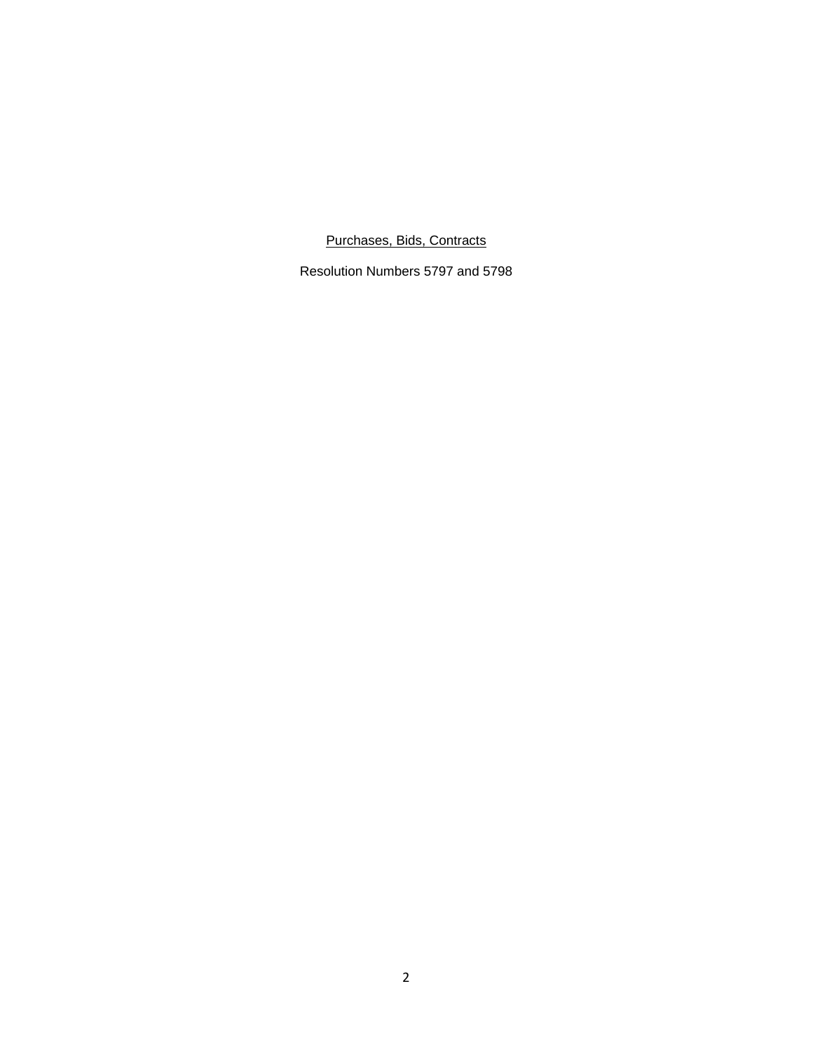<u>Purchases, Bids, Contracts</u>

Resolution Numbers 5797 and 5798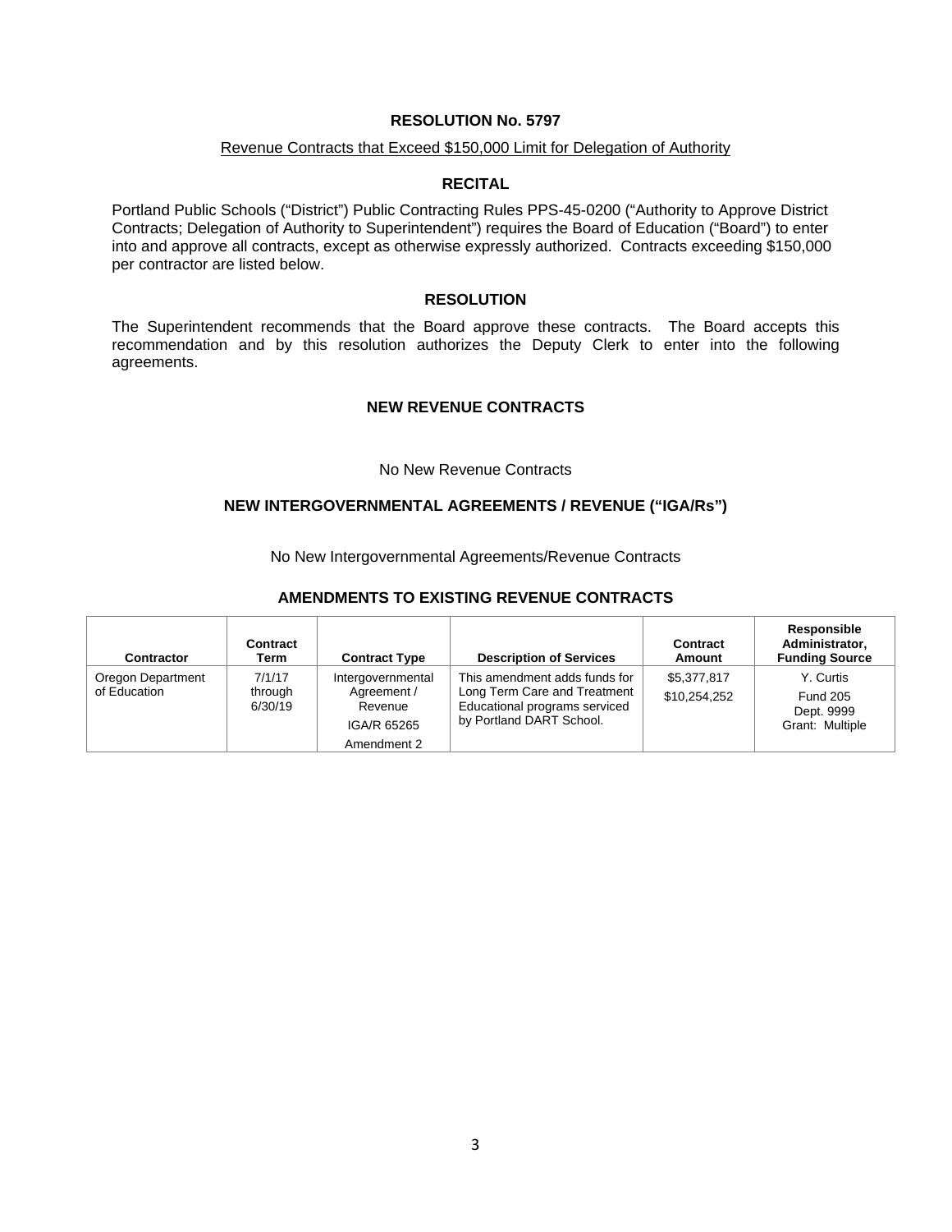# RESOLUTION No. 5797

Revenue Contracts that Exceed $150,000 Limit for Delegation of Authority

## RECITAL

Portland Public Schools ("District") Public Contracting Rules PPS-45-0200 ("Authority to Approve District Contracts; Delegation of Authority to Superintendent") requires the Board of Education ("Board") to enter into and approve all contracts, except as otherwise expressly authorized. Contracts exceeding $150,000 per contractor are listed below.

## RESOLUTION

The Superintendent recommends that the Board approve these contracts. The Board accepts this recommendation and by this resolution authorizes the Deputy Clerk to enter into the following agreements.

## NEW REVENUE CONTRACTS

No New Revenue Contracts

## NEW INTERGOVERNMENTAL AGREEMENTS / REVENUE ("IGA/Rs")

No New Intergovernmental Agreements/Revenue Contracts

## AMENDMENTS TO EXISTING REVENUE CONTRACTS

| Contractor | Contract Term | Contract Type | Description of Services | Contract Amount | Responsible Administrator, Funding Source |
|---|---|---|---|---|---|
| Oregon Department of Education | 7/1/17 through 6/30/19 | Intergovernmental Agreement / Revenue<br>IGA/R 65265<br>Amendment 2 | This amendment adds funds for Long Term Care and Treatment Educational programs serviced by Portland DART School. | $5,377,817<br>$10,254,252 | Y. Curtis<br>Fund 205<br>Dept. 9999<br>Grant: Multiple |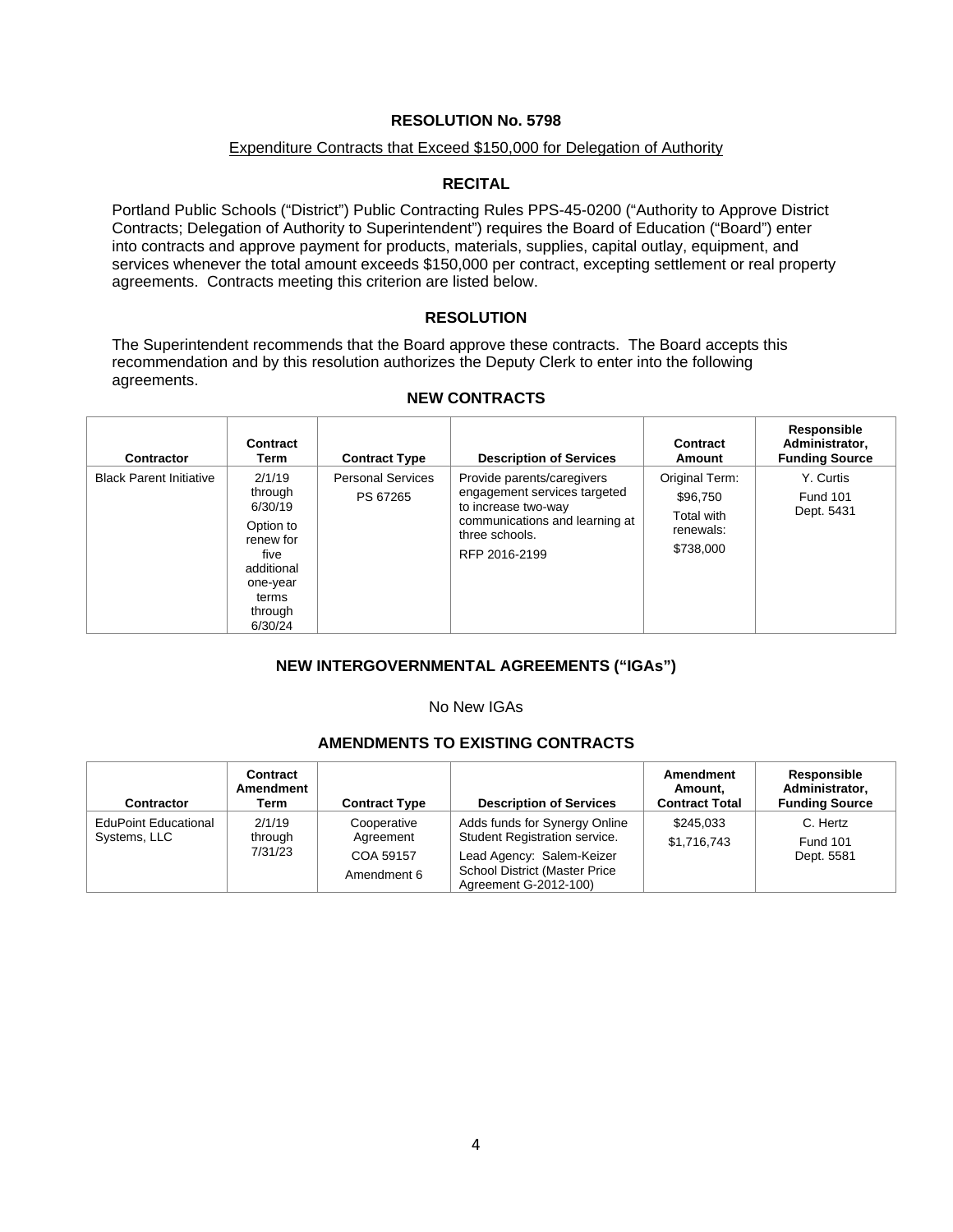## RESOLUTION No. 5798

Expenditure Contracts that Exceed $150,000 for Delegation of Authority

### RECITAL

Portland Public Schools ("District") Public Contracting Rules PPS-45-0200 ("Authority to Approve District Contracts; Delegation of Authority to Superintendent") requires the Board of Education ("Board") enter into contracts and approve payment for products, materials, supplies, capital outlay, equipment, and services whenever the total amount exceeds $150,000 per contract, excepting settlement or real property agreements. Contracts meeting this criterion are listed below.

### RESOLUTION

The Superintendent recommends that the Board approve these contracts. The Board accepts this recommendation and by this resolution authorizes the Deputy Clerk to enter into the following agreements.

### NEW CONTRACTS

| Contractor | Contract Term | Contract Type | Description of Services | Contract Amount | Responsible Administrator, Funding Source |
|---|---|---|---|---|---|
| Black Parent Initiative | 2/1/19 through 6/30/19<br>Option to renew for five additional one-year terms through 6/30/24 | Personal Services<br>PS 67265 | Provide parents/caregivers engagement services targeted to increase two-way communications and learning at three schools.<br>RFP 2016-2199 | Original Term:<br>$96,750<br>Total with renewals:<br>$738,000 | Y. Curtis<br>Fund 101<br>Dept. 5431 |

### NEW INTERGOVERNMENTAL AGREEMENTS ("IGAs")

No New IGAs

### AMENDMENTS TO EXISTING CONTRACTS

| Contractor | Contract Amendment Term | Contract Type | Description of Services | Amendment Amount, Contract Total | Responsible Administrator, Funding Source |
|---|---|---|---|---|---|
| EduPoint Educational Systems, LLC | 2/1/19 through 7/31/23 | Cooperative Agreement<br>COA 59157<br>Amendment 6 | Adds funds for Synergy Online Student Registration service.<br>Lead Agency: Salem-Keizer School District (Master Price Agreement G-2012-100) | $245,033<br>$1,716,743 | C. Hertz<br>Fund 101<br>Dept. 5581 |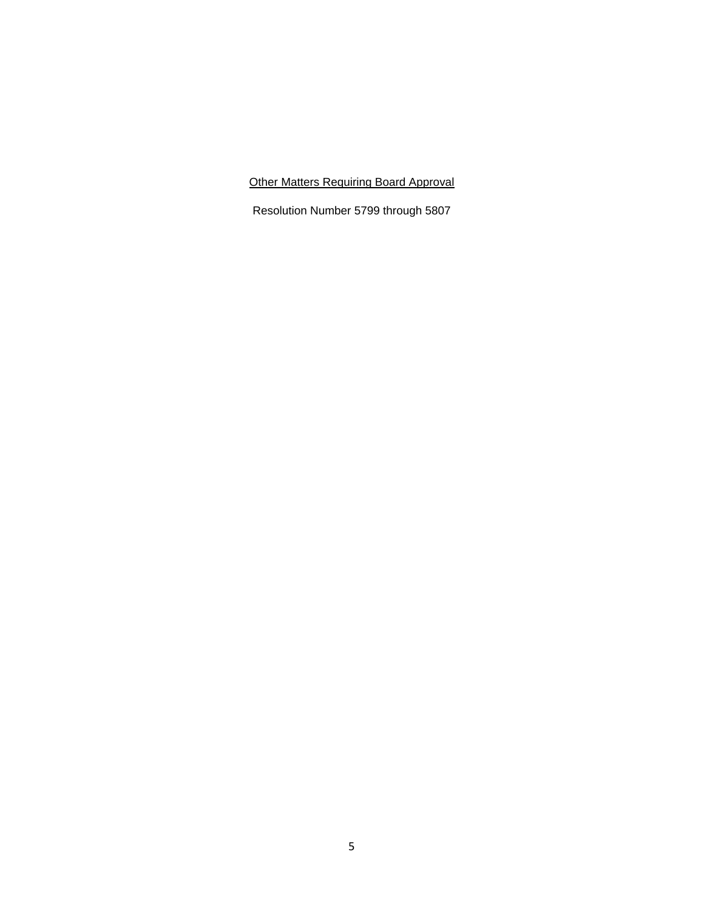<u>Other Matters Requiring Board Approval</u>

Resolution Number 5799 through 5807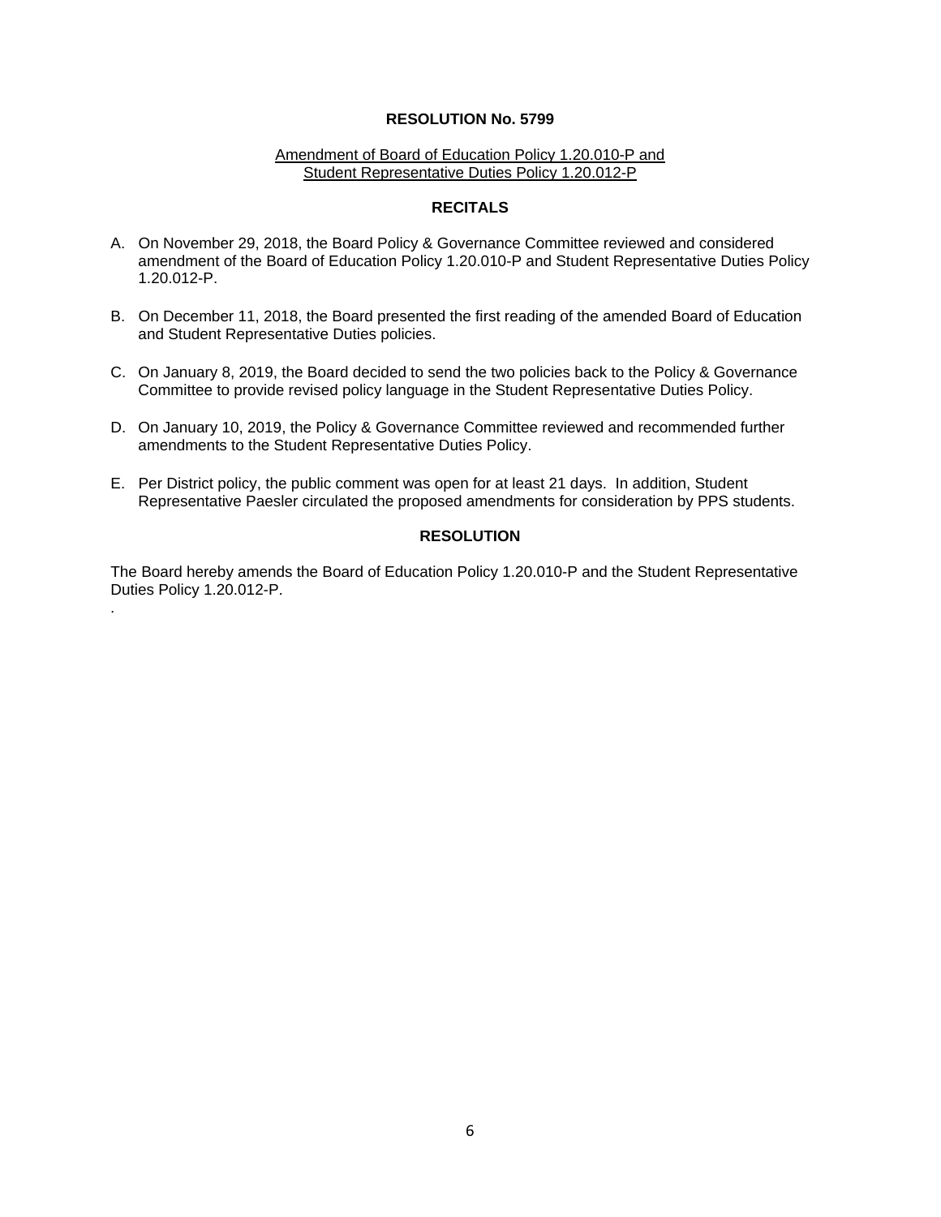# RESOLUTION No. 5799

Amendment of Board of Education Policy 1.20.010-P and Student Representative Duties Policy 1.20.012-P

## RECITALS

A. On November 29, 2018, the Board Policy & Governance Committee reviewed and considered amendment of the Board of Education Policy 1.20.010-P and Student Representative Duties Policy 1.20.012-P.

B. On December 11, 2018, the Board presented the first reading of the amended Board of Education and Student Representative Duties policies.

C. On January 8, 2019, the Board decided to send the two policies back to the Policy & Governance Committee to provide revised policy language in the Student Representative Duties Policy.

D. On January 10, 2019, the Policy & Governance Committee reviewed and recommended further amendments to the Student Representative Duties Policy.

E. Per District policy, the public comment was open for at least 21 days. In addition, Student Representative Paesler circulated the proposed amendments for consideration by PPS students.

## RESOLUTION

The Board hereby amends the Board of Education Policy 1.20.010-P and the Student Representative Duties Policy 1.20.012-P.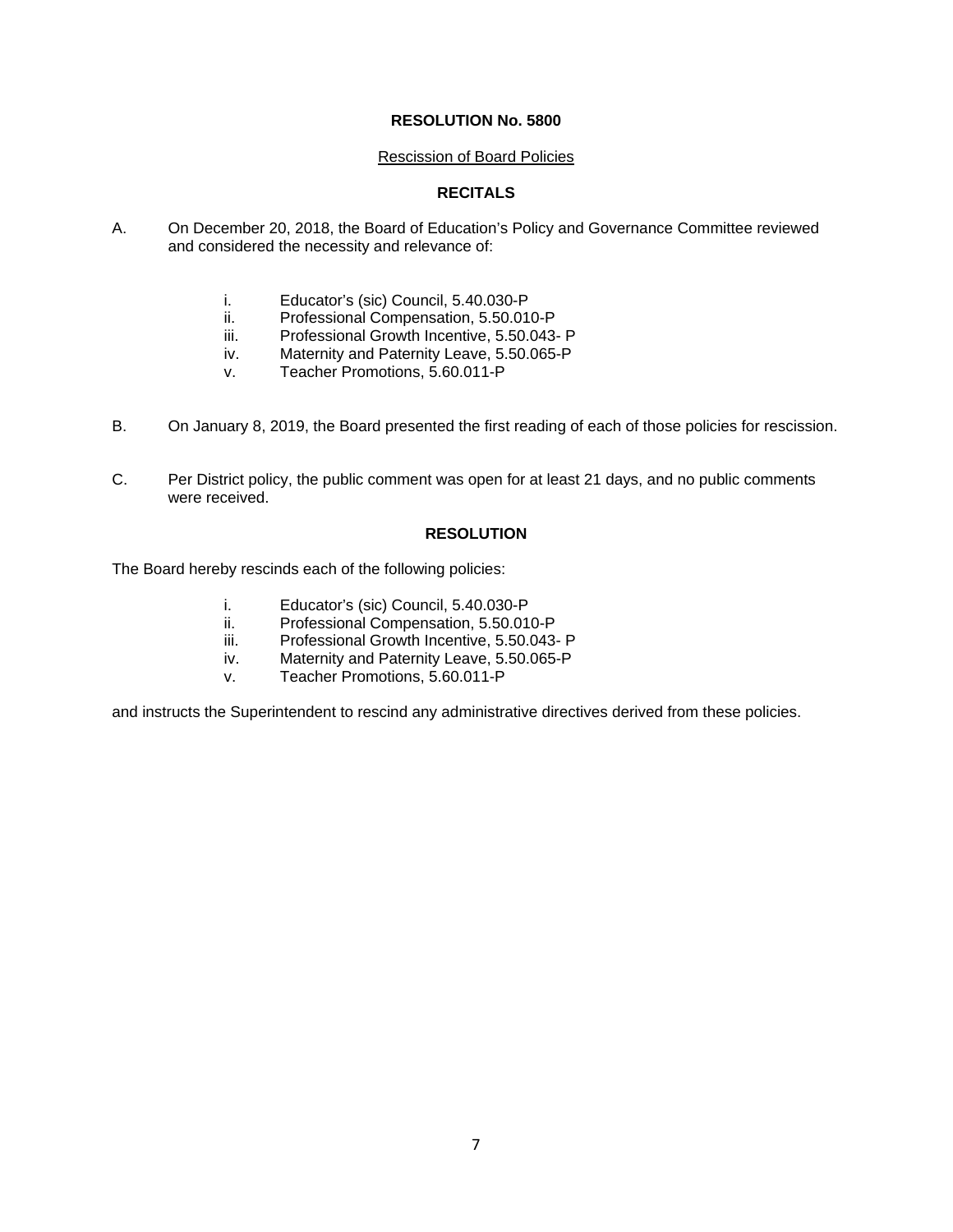**RESOLUTION No. 5800**

Rescission of Board Policies

**RECITALS**

A. On December 20, 2018, the Board of Education's Policy and Governance Committee reviewed and considered the necessity and relevance of:

   i. Educator's (sic) Council, 5.40.030-P
   ii. Professional Compensation, 5.50.010-P
   iii. Professional Growth Incentive, 5.50.043- P
   iv. Maternity and Paternity Leave, 5.50.065-P
   v. Teacher Promotions, 5.60.011-P

B. On January 8, 2019, the Board presented the first reading of each of those policies for rescission.

C. Per District policy, the public comment was open for at least 21 days, and no public comments were received.

**RESOLUTION**

The Board hereby rescinds each of the following policies:

   i. Educator's (sic) Council, 5.40.030-P
   ii. Professional Compensation, 5.50.010-P
   iii. Professional Growth Incentive, 5.50.043- P
   iv. Maternity and Paternity Leave, 5.50.065-P
   v. Teacher Promotions, 5.60.011-P

and instructs the Superintendent to rescind any administrative directives derived from these policies.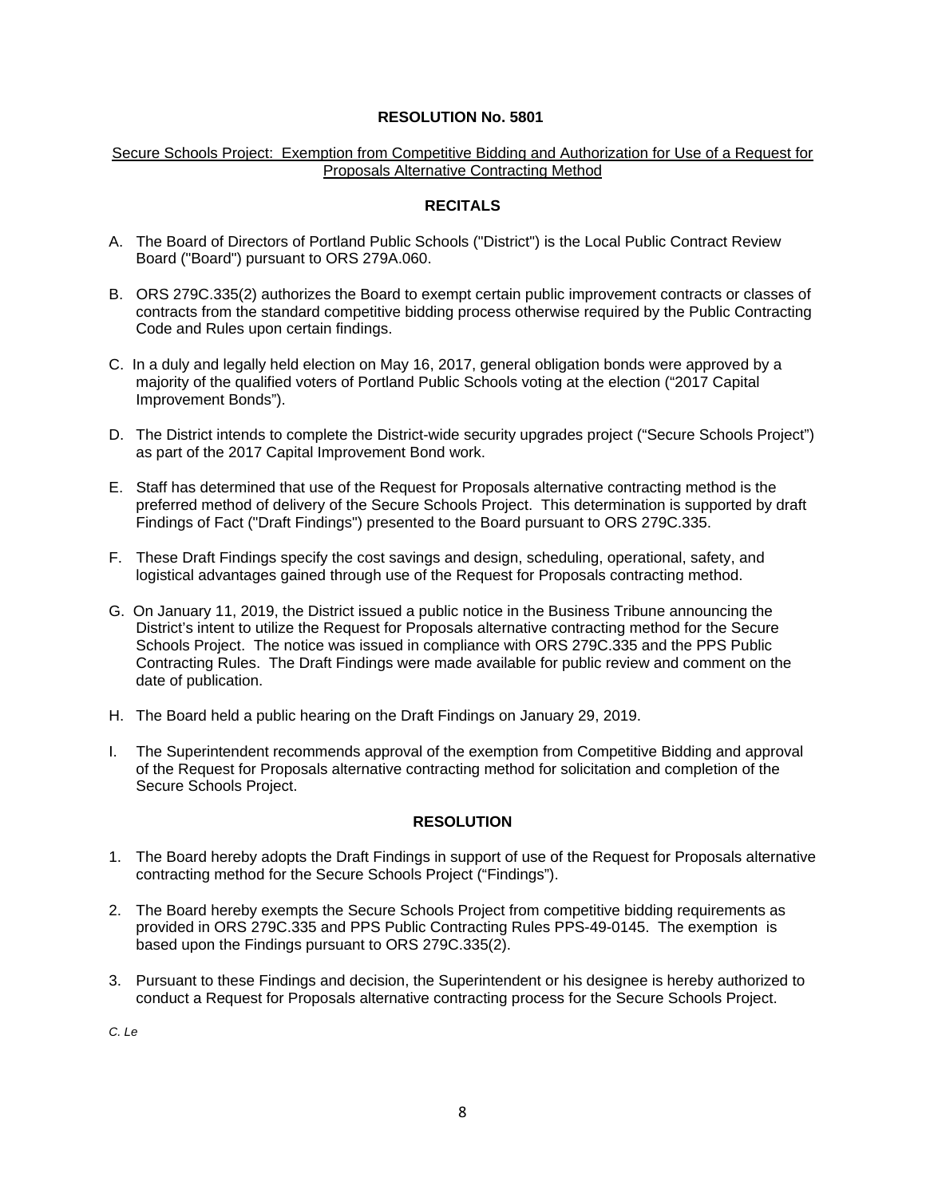**RESOLUTION No. 5801**

Secure Schools Project: Exemption from Competitive Bidding and Authorization for Use of a Request for Proposals Alternative Contracting Method

**RECITALS**

A. The Board of Directors of Portland Public Schools ("District") is the Local Public Contract Review Board ("Board") pursuant to ORS 279A.060.

B. ORS 279C.335(2) authorizes the Board to exempt certain public improvement contracts or classes of contracts from the standard competitive bidding process otherwise required by the Public Contracting Code and Rules upon certain findings.

C. In a duly and legally held election on May 16, 2017, general obligation bonds were approved by a majority of the qualified voters of Portland Public Schools voting at the election ("2017 Capital Improvement Bonds").

D. The District intends to complete the District-wide security upgrades project ("Secure Schools Project") as part of the 2017 Capital Improvement Bond work.

E. Staff has determined that use of the Request for Proposals alternative contracting method is the preferred method of delivery of the Secure Schools Project. This determination is supported by draft Findings of Fact ("Draft Findings") presented to the Board pursuant to ORS 279C.335.

F. These Draft Findings specify the cost savings and design, scheduling, operational, safety, and logistical advantages gained through use of the Request for Proposals contracting method.

G. On January 11, 2019, the District issued a public notice in the Business Tribune announcing the District's intent to utilize the Request for Proposals alternative contracting method for the Secure Schools Project. The notice was issued in compliance with ORS 279C.335 and the PPS Public Contracting Rules. The Draft Findings were made available for public review and comment on the date of publication.

H. The Board held a public hearing on the Draft Findings on January 29, 2019.

I. The Superintendent recommends approval of the exemption from Competitive Bidding and approval of the Request for Proposals alternative contracting method for solicitation and completion of the Secure Schools Project.

**RESOLUTION**

1. The Board hereby adopts the Draft Findings in support of use of the Request for Proposals alternative contracting method for the Secure Schools Project ("Findings").

2. The Board hereby exempts the Secure Schools Project from competitive bidding requirements as provided in ORS 279C.335 and PPS Public Contracting Rules PPS-49-0145. The exemption is based upon the Findings pursuant to ORS 279C.335(2).

3. Pursuant to these Findings and decision, the Superintendent or his designee is hereby authorized to conduct a Request for Proposals alternative contracting process for the Secure Schools Project.

*C. Le*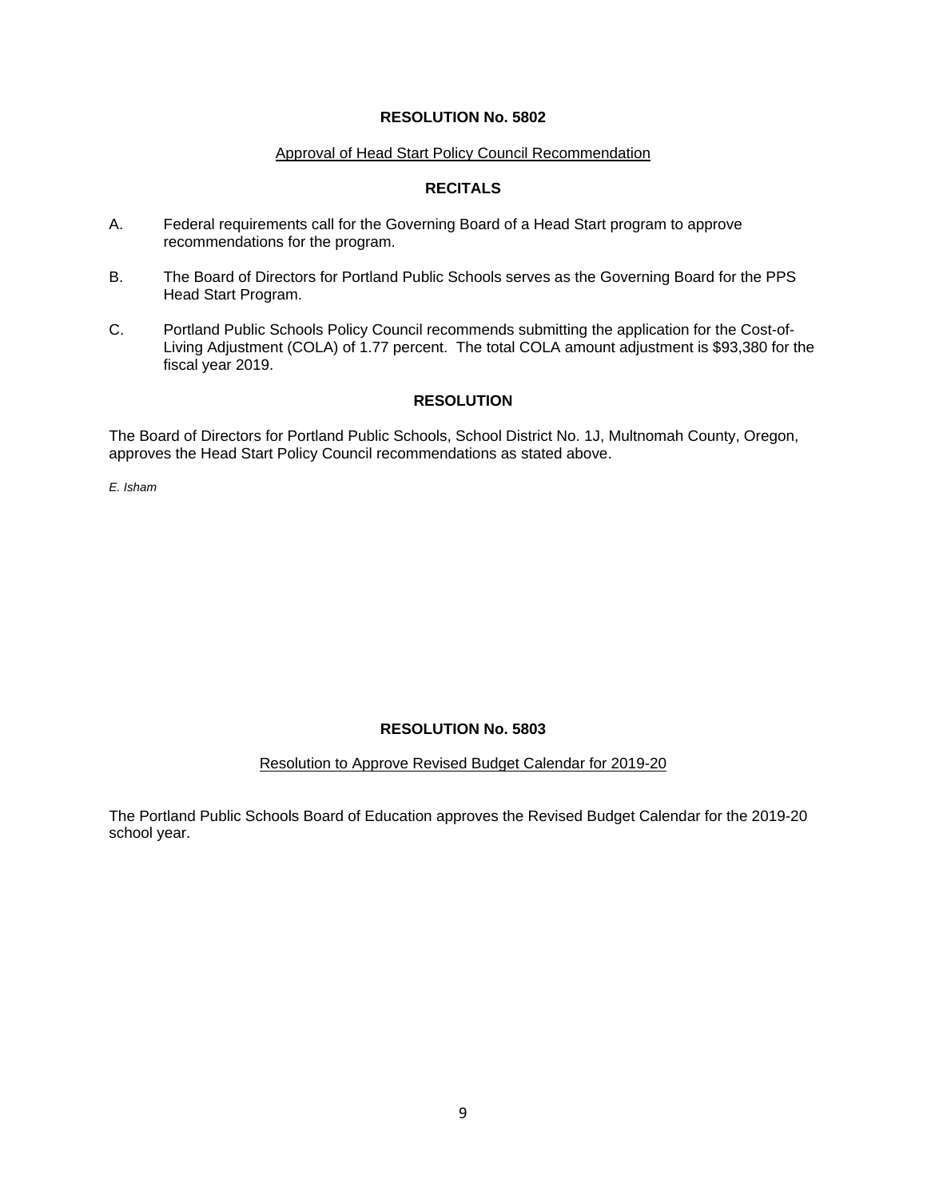**RESOLUTION No. 5802**

Approval of Head Start Policy Council Recommendation

**RECITALS**

A. Federal requirements call for the Governing Board of a Head Start program to approve recommendations for the program.

B. The Board of Directors for Portland Public Schools serves as the Governing Board for the PPS Head Start Program.

C. Portland Public Schools Policy Council recommends submitting the application for the Cost-of-Living Adjustment (COLA) of 1.77 percent. The total COLA amount adjustment is $93,380 for the fiscal year 2019.

**RESOLUTION**

The Board of Directors for Portland Public Schools, School District No. 1J, Multnomah County, Oregon, approves the Head Start Policy Council recommendations as stated above.

*E. Isham*

**RESOLUTION No. 5803**

Resolution to Approve Revised Budget Calendar for 2019-20

The Portland Public Schools Board of Education approves the Revised Budget Calendar for the 2019-20 school year.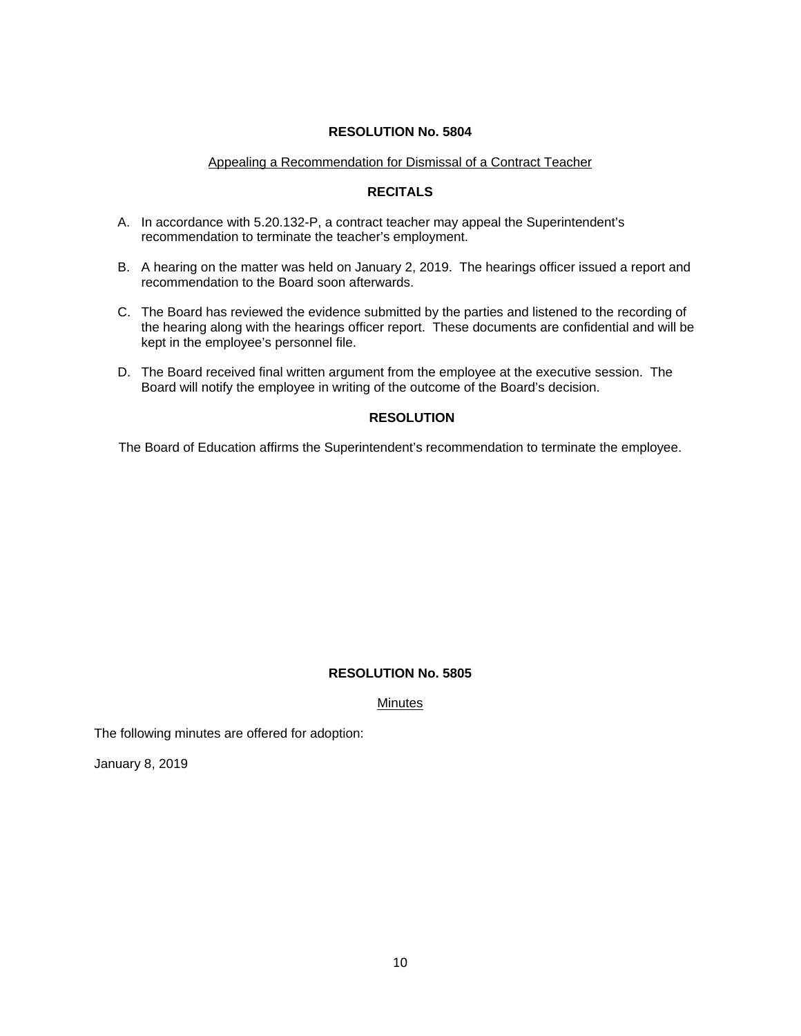## RESOLUTION No. 5804

Appealing a Recommendation for Dismissal of a Contract Teacher

### RECITALS

A. In accordance with 5.20.132-P, a contract teacher may appeal the Superintendent's recommendation to terminate the teacher's employment.

B. A hearing on the matter was held on January 2, 2019. The hearings officer issued a report and recommendation to the Board soon afterwards.

C. The Board has reviewed the evidence submitted by the parties and listened to the recording of the hearing along with the hearings officer report. These documents are confidential and will be kept in the employee's personnel file.

D. The Board received final written argument from the employee at the executive session. The Board will notify the employee in writing of the outcome of the Board's decision.

### RESOLUTION

The Board of Education affirms the Superintendent's recommendation to terminate the employee.

## RESOLUTION No. 5805

Minutes

The following minutes are offered for adoption:

January 8, 2019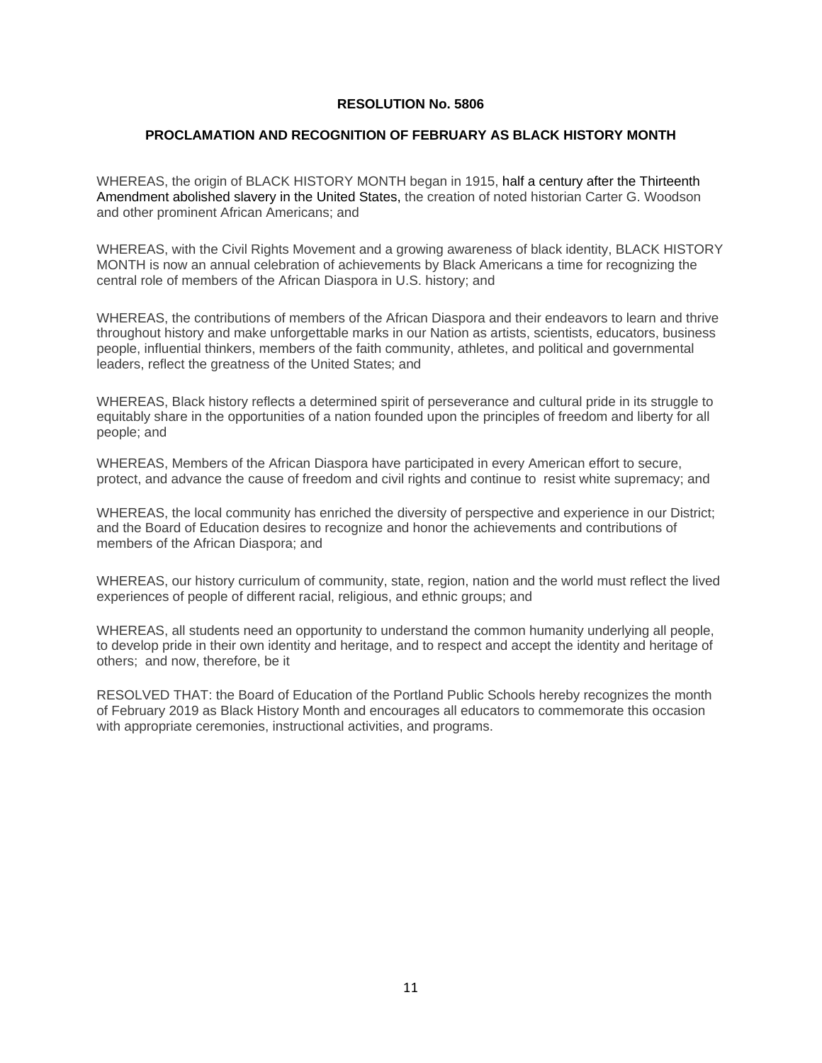**RESOLUTION No. 5806**

**PROCLAMATION AND RECOGNITION OF FEBRUARY AS BLACK HISTORY MONTH**

WHEREAS, the origin of BLACK HISTORY MONTH began in 1915, half a century after the Thirteenth Amendment abolished slavery in the United States, the creation of noted historian Carter G. Woodson and other prominent African Americans; and

WHEREAS, with the Civil Rights Movement and a growing awareness of black identity, BLACK HISTORY MONTH is now an annual celebration of achievements by Black Americans a time for recognizing the central role of members of the African Diaspora in U.S. history; and

WHEREAS, the contributions of members of the African Diaspora and their endeavors to learn and thrive throughout history and make unforgettable marks in our Nation as artists, scientists, educators, business people, influential thinkers, members of the faith community, athletes, and political and governmental leaders, reflect the greatness of the United States; and

WHEREAS, Black history reflects a determined spirit of perseverance and cultural pride in its struggle to equitably share in the opportunities of a nation founded upon the principles of freedom and liberty for all people; and

WHEREAS, Members of the African Diaspora have participated in every American effort to secure, protect, and advance the cause of freedom and civil rights and continue to resist white supremacy; and

WHEREAS, the local community has enriched the diversity of perspective and experience in our District; and the Board of Education desires to recognize and honor the achievements and contributions of members of the African Diaspora; and

WHEREAS, our history curriculum of community, state, region, nation and the world must reflect the lived experiences of people of different racial, religious, and ethnic groups; and

WHEREAS, all students need an opportunity to understand the common humanity underlying all people, to develop pride in their own identity and heritage, and to respect and accept the identity and heritage of others; and now, therefore, be it

RESOLVED THAT: the Board of Education of the Portland Public Schools hereby recognizes the month of February 2019 as Black History Month and encourages all educators to commemorate this occasion with appropriate ceremonies, instructional activities, and programs.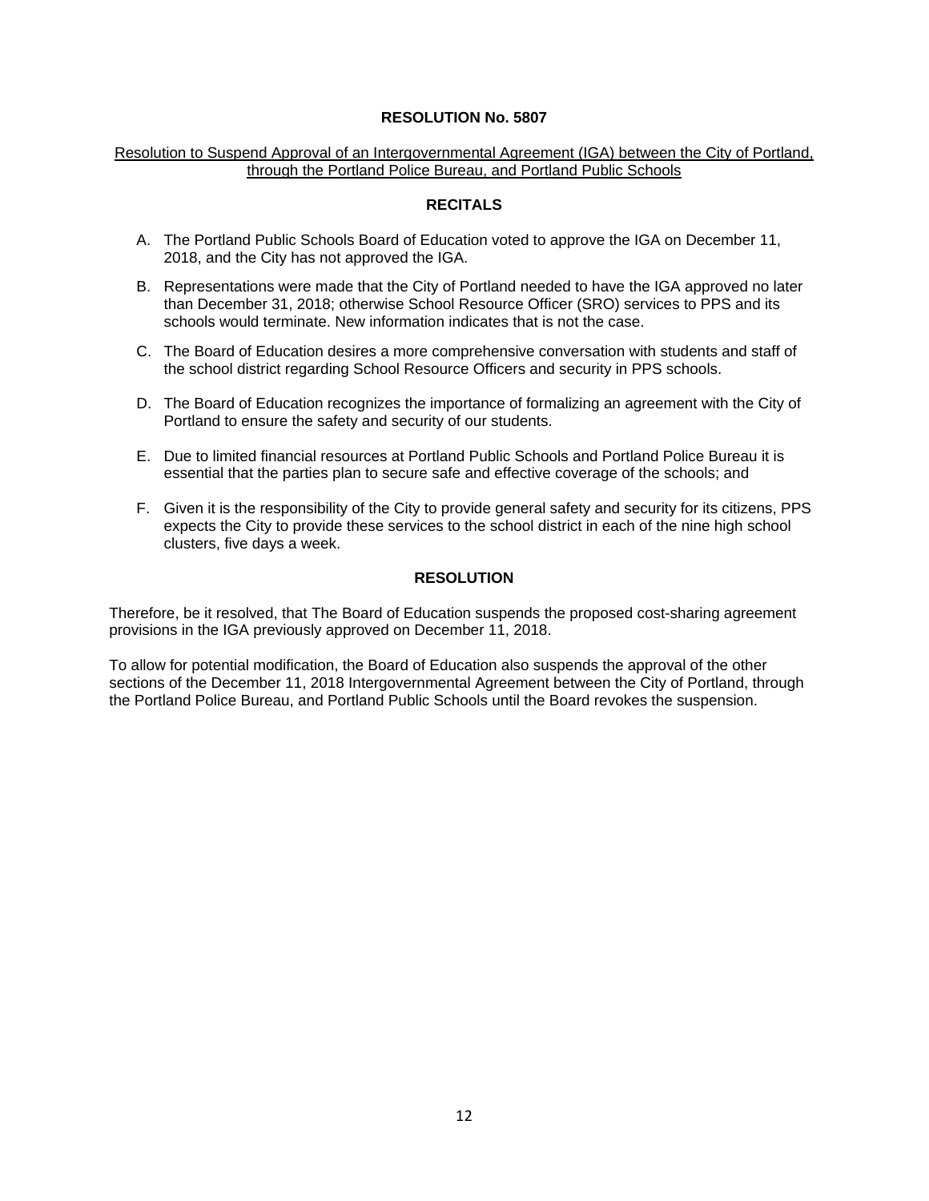# RESOLUTION No. 5807

Resolution to Suspend Approval of an Intergovernmental Agreement (IGA) between the City of Portland, through the Portland Police Bureau, and Portland Public Schools

## RECITALS

A. The Portland Public Schools Board of Education voted to approve the IGA on December 11, 2018, and the City has not approved the IGA.

B. Representations were made that the City of Portland needed to have the IGA approved no later than December 31, 2018; otherwise School Resource Officer (SRO) services to PPS and its schools would terminate. New information indicates that is not the case.

C. The Board of Education desires a more comprehensive conversation with students and staff of the school district regarding School Resource Officers and security in PPS schools.

D. The Board of Education recognizes the importance of formalizing an agreement with the City of Portland to ensure the safety and security of our students.

E. Due to limited financial resources at Portland Public Schools and Portland Police Bureau it is essential that the parties plan to secure safe and effective coverage of the schools; and

F. Given it is the responsibility of the City to provide general safety and security for its citizens, PPS expects the City to provide these services to the school district in each of the nine high school clusters, five days a week.

## RESOLUTION

Therefore, be it resolved, that The Board of Education suspends the proposed cost-sharing agreement provisions in the IGA previously approved on December 11, 2018.

To allow for potential modification, the Board of Education also suspends the approval of the other sections of the December 11, 2018 Intergovernmental Agreement between the City of Portland, through the Portland Police Bureau, and Portland Public Schools until the Board revokes the suspension.